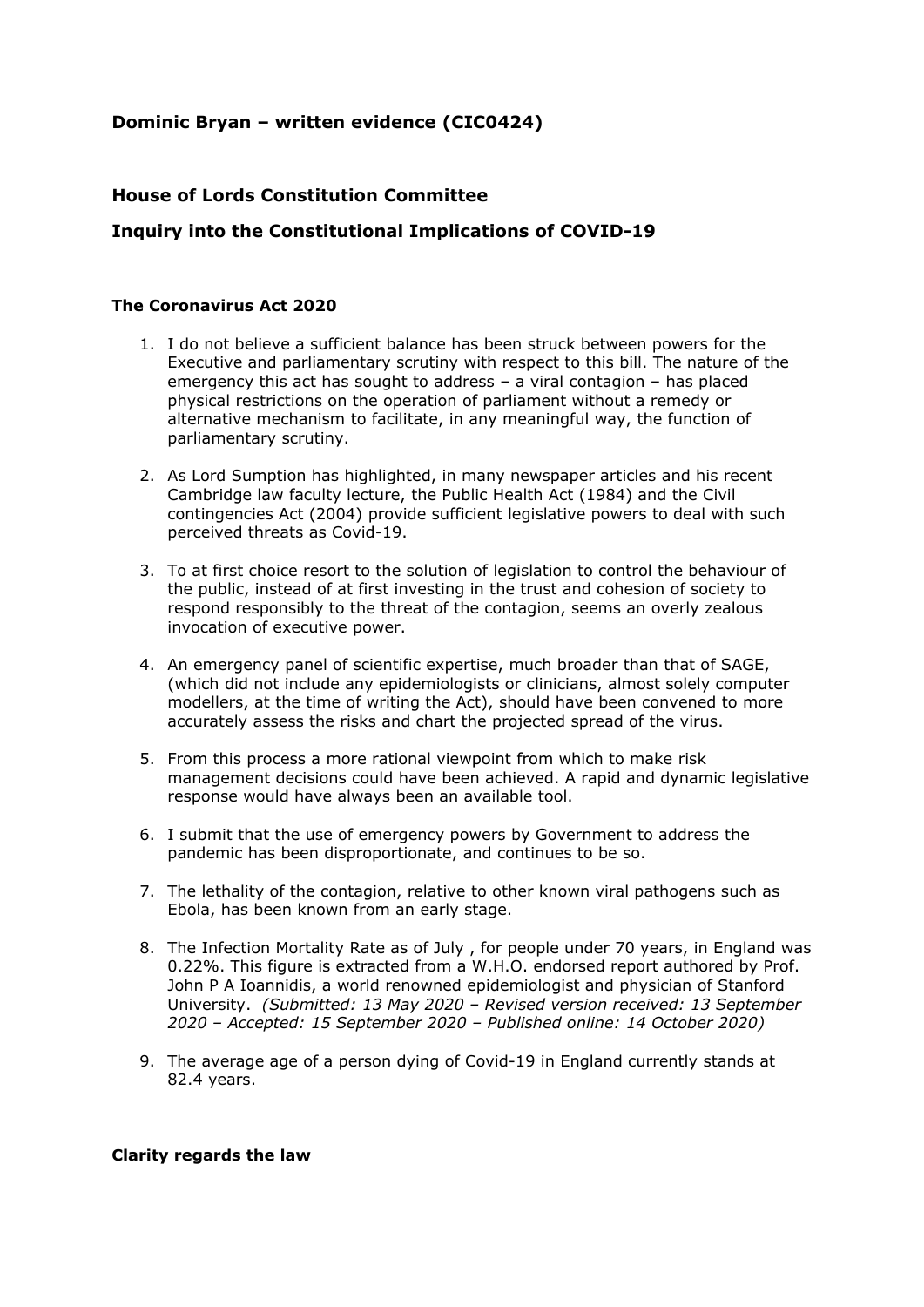**Dominic Bryan – written evidence (CIC0424)**

**House of Lords Constitution Committee**

**Inquiry into the Constitutional Implications of COVID-19**

**The Coronavirus Act 2020**

1. I do not believe a sufficient balance has been struck between powers for the Executive and parliamentary scrutiny with respect to this bill. The nature of the emergency this act has sought to address – a viral contagion – has placed physical restrictions on the operation of parliament without a remedy or alternative mechanism to facilitate, in any meaningful way, the function of parliamentary scrutiny.

2. As Lord Sumption has highlighted, in many newspaper articles and his recent Cambridge law faculty lecture, the Public Health Act (1984) and the Civil contingencies Act (2004) provide sufficient legislative powers to deal with such perceived threats as Covid-19.

3. To at first choice resort to the solution of legislation to control the behaviour of the public, instead of at first investing in the trust and cohesion of society to respond responsibly to the threat of the contagion, seems an overly zealous invocation of executive power.

4. An emergency panel of scientific expertise, much broader than that of SAGE, (which did not include any epidemiologists or clinicians, almost solely computer modellers, at the time of writing the Act), should have been convened to more accurately assess the risks and chart the projected spread of the virus.

5. From this process a more rational viewpoint from which to make risk management decisions could have been achieved. A rapid and dynamic legislative response would have always been an available tool.

6. I submit that the use of emergency powers by Government to address the pandemic has been disproportionate, and continues to be so.

7. The lethality of the contagion, relative to other known viral pathogens such as Ebola, has been known from an early stage.

8. The Infection Mortality Rate as of July , for people under 70 years, in England was 0.22%. This figure is extracted from a W.H.O. endorsed report authored by Prof. John P A Ioannidis, a world renowned epidemiologist and physician of Stanford University. *(Submitted: 13 May 2020 – Revised version received: 13 September 2020 – Accepted: 15 September 2020 – Published online: 14 October 2020)*

9. The average age of a person dying of Covid-19 in England currently stands at 82.4 years.

**Clarity regards the law**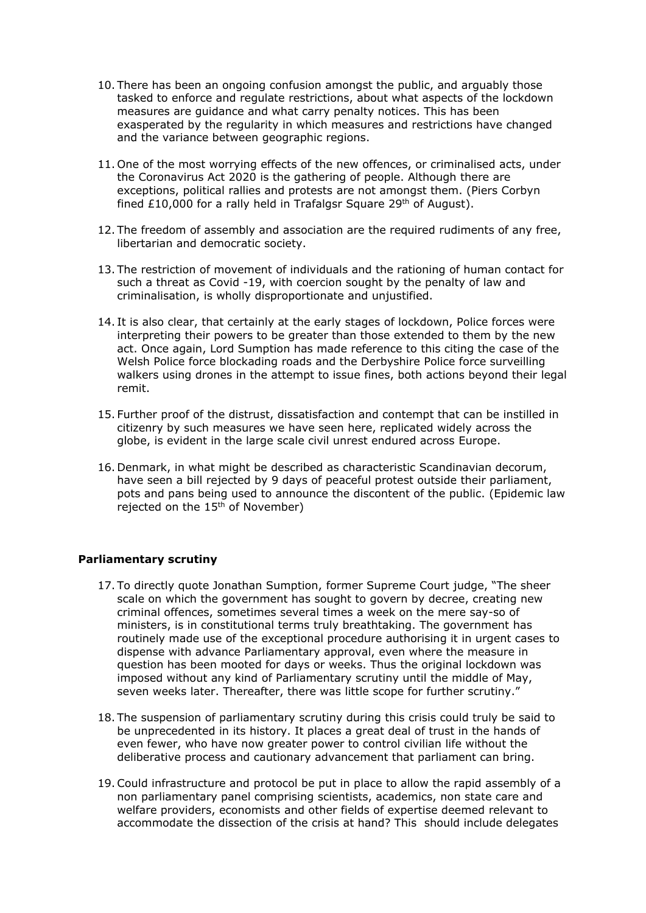10. There has been an ongoing confusion amongst the public, and arguably those tasked to enforce and regulate restrictions, about what aspects of the lockdown measures are guidance and what carry penalty notices. This has been exasperated by the regularity in which measures and restrictions have changed and the variance between geographic regions.

11. One of the most worrying effects of the new offences, or criminalised acts, under the Coronavirus Act 2020 is the gathering of people. Although there are exceptions, political rallies and protests are not amongst them. (Piers Corbyn fined £10,000 for a rally held in Trafalgsr Square 29th of August).

12. The freedom of assembly and association are the required rudiments of any free, libertarian and democratic society.

13. The restriction of movement of individuals and the rationing of human contact for such a threat as Covid -19, with coercion sought by the penalty of law and criminalisation, is wholly disproportionate and unjustified.

14. It is also clear, that certainly at the early stages of lockdown, Police forces were interpreting their powers to be greater than those extended to them by the new act. Once again, Lord Sumption has made reference to this citing the case of the Welsh Police force blockading roads and the Derbyshire Police force surveilling walkers using drones in the attempt to issue fines, both actions beyond their legal remit.

15. Further proof of the distrust, dissatisfaction and contempt that can be instilled in citizenry by such measures we have seen here, replicated widely across the globe, is evident in the large scale civil unrest endured across Europe.

16. Denmark, in what might be described as characteristic Scandinavian decorum, have seen a bill rejected by 9 days of peaceful protest outside their parliament, pots and pans being used to announce the discontent of the public. (Epidemic law rejected on the 15th of November)

**Parliamentary scrutiny**

17. To directly quote Jonathan Sumption, former Supreme Court judge, "The sheer scale on which the government has sought to govern by decree, creating new criminal offences, sometimes several times a week on the mere say-so of ministers, is in constitutional terms truly breathtaking. The government has routinely made use of the exceptional procedure authorising it in urgent cases to dispense with advance Parliamentary approval, even where the measure in question has been mooted for days or weeks. Thus the original lockdown was imposed without any kind of Parliamentary scrutiny until the middle of May, seven weeks later. Thereafter, there was little scope for further scrutiny."

18. The suspension of parliamentary scrutiny during this crisis could truly be said to be unprecedented in its history. It places a great deal of trust in the hands of even fewer, who have now greater power to control civilian life without the deliberative process and cautionary advancement that parliament can bring.

19. Could infrastructure and protocol be put in place to allow the rapid assembly of a non parliamentary panel comprising scientists, academics, non state care and welfare providers, economists and other fields of expertise deemed relevant to accommodate the dissection of the crisis at hand? This should include delegates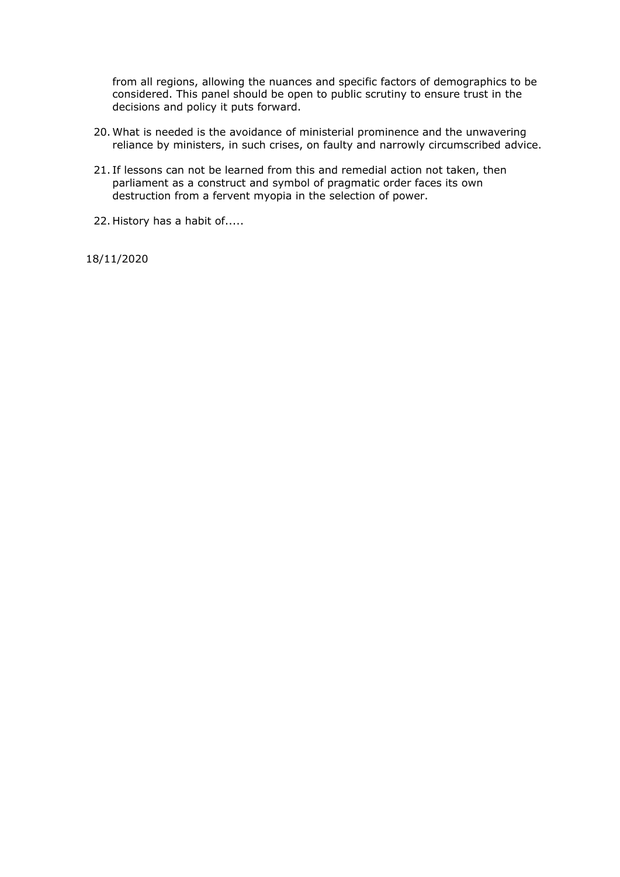from all regions, allowing the nuances and specific factors of demographics to be considered. This panel should be open to public scrutiny to ensure trust in the decisions and policy it puts forward.

20. What is needed is the avoidance of ministerial prominence and the unwavering reliance by ministers, in such crises, on faulty and narrowly circumscribed advice.

21. If lessons can not be learned from this and remedial action not taken, then parliament as a construct and symbol of pragmatic order faces its own destruction from a fervent myopia in the selection of power.

22. History has a habit of.....

18/11/2020